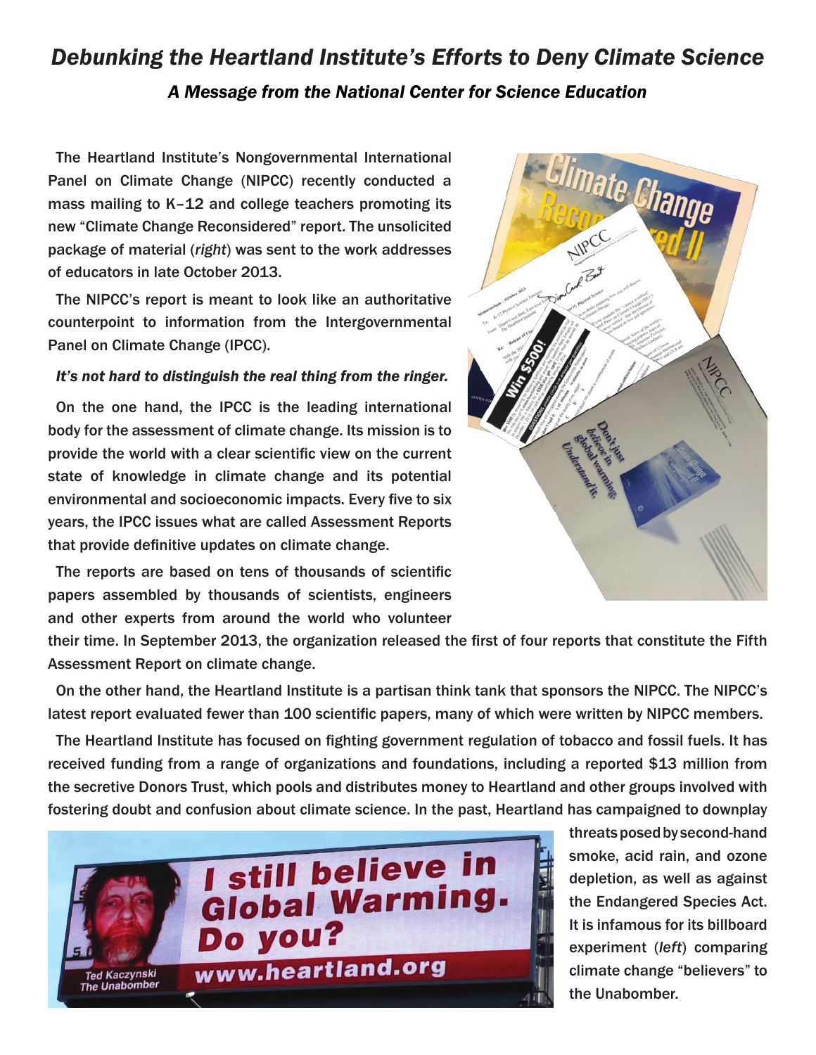# *Debunking the Heartland Institute's Efforts to Deny Climate Science*

### *A Message from the National Center for Science Education*

The Heartland Institute's Nongovernmental International Panel on Climate Change (NIPCC) recently conducted a mass mailing to K–12 and college teachers promoting its new "Climate Change Reconsidered" report. The unsolicited package of material (*right*) was sent to the work addresses of educators in late October 2013.

The NIPCC's report is meant to look like an authoritative counterpoint to information from the Intergovernmental Panel on Climate Change (IPCC).

***It's not hard to distinguish the real thing from the ringer.***

On the one hand, the IPCC is the leading international body for the assessment of climate change. Its mission is to provide the world with a clear scientific view on the current state of knowledge in climate change and its potential environmental and socioeconomic impacts. Every five to six years, the IPCC issues what are called Assessment Reports that provide definitive updates on climate change.

The reports are based on tens of thousands of scientific papers assembled by thousands of scientists, engineers and other experts from around the world who volunteer their time. In September 2013, the organization released the first of four reports that constitute the Fifth Assessment Report on climate change.

On the other hand, the Heartland Institute is a partisan think tank that sponsors the NIPCC. The NIPCC's latest report evaluated fewer than 100 scientific papers, many of which were written by NIPCC members.

The Heartland Institute has focused on fighting government regulation of tobacco and fossil fuels. It has received funding from a range of organizations and foundations, including a reported $13 million from the secretive Donors Trust, which pools and distributes money to Heartland and other groups involved with fostering doubt and confusion about climate science. In the past, Heartland has campaigned to downplay threats posed by second-hand smoke, acid rain, and ozone depletion, as well as against the Endangered Species Act. It is infamous for its billboard experiment (*left*) comparing climate change "believers" to the Unabomber.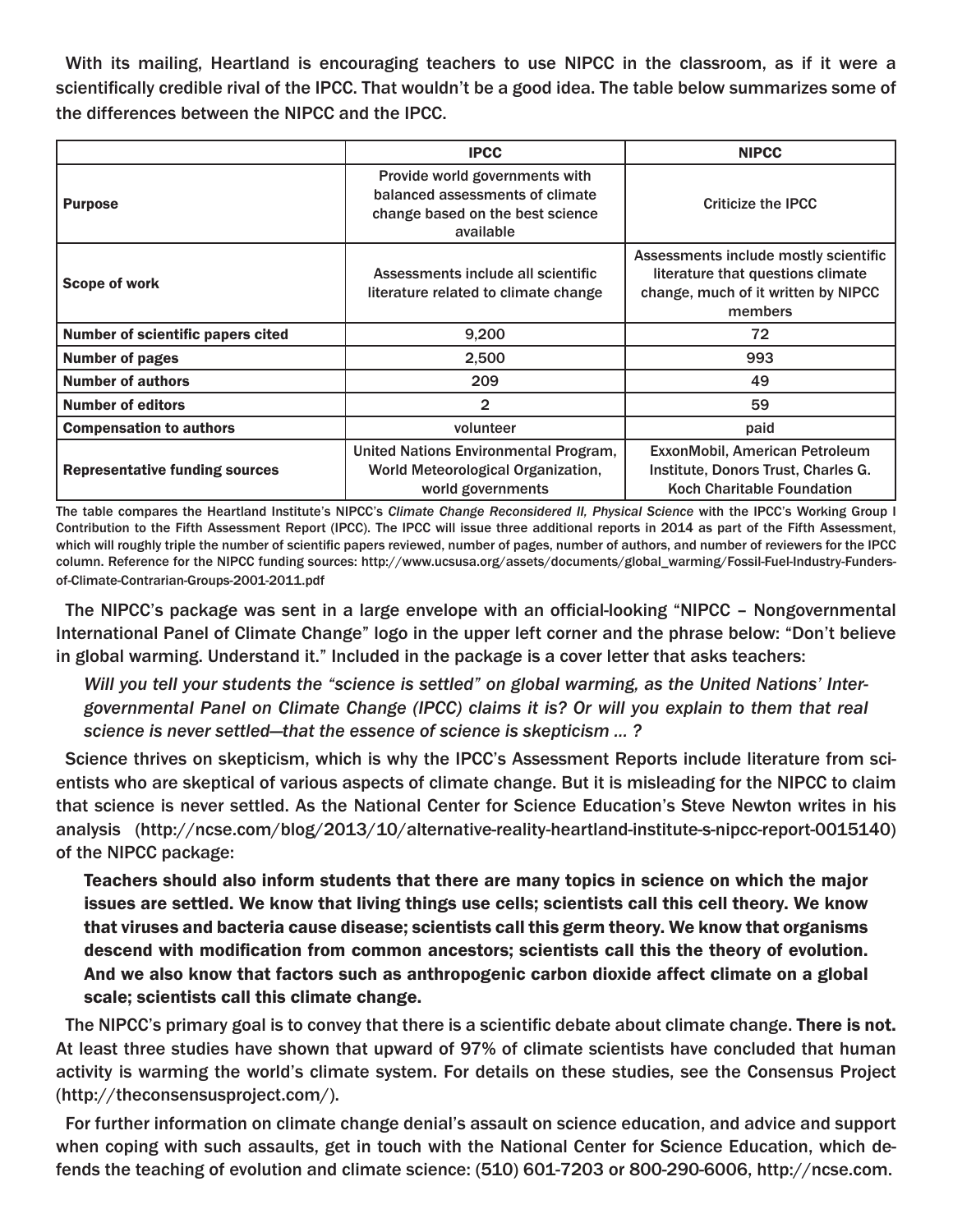With its mailing, Heartland is encouraging teachers to use NIPCC in the classroom, as if it were a scientifically credible rival of the IPCC. That wouldn't be a good idea. The table below summarizes some of the differences between the NIPCC and the IPCC.

| | IPCC | NIPCC |
|---|---|---|
| **Purpose** | Provide world governments with balanced assessments of climate change based on the best science available | Criticize the IPCC |
| **Scope of work** | Assessments include all scientific literature related to climate change | Assessments include mostly scientific literature that questions climate change, much of it written by NIPCC members |
| **Number of scientific papers cited** | 9,200 | 72 |
| **Number of pages** | 2,500 | 993 |
| **Number of authors** | 209 | 49 |
| **Number of editors** | 2 | 59 |
| **Compensation to authors** | volunteer | paid |
| **Representative funding sources** | United Nations Environmental Program, World Meteorological Organization, world governments | ExxonMobil, American Petroleum Institute, Donors Trust, Charles G. Koch Charitable Foundation |

The table compares the Heartland Institute's NIPCC's *Climate Change Reconsidered II, Physical Science* with the IPCC's Working Group I Contribution to the Fifth Assessment Report (IPCC). The IPCC will issue three additional reports in 2014 as part of the Fifth Assessment, which will roughly triple the number of scientific papers reviewed, number of pages, number of authors, and number of reviewers for the IPCC column. Reference for the NIPCC funding sources: http://www.ucsusa.org/assets/documents/global_warming/Fossil-Fuel-Industry-Funders-of-Climate-Contrarian-Groups-2001-2011.pdf

The NIPCC's package was sent in a large envelope with an official-looking "NIPCC – Nongovernmental International Panel of Climate Change" logo in the upper left corner and the phrase below: "Don't believe in global warming. Understand it." Included in the package is a cover letter that asks teachers:

> *Will you tell your students the "science is settled" on global warming, as the United Nations' Intergovernmental Panel on Climate Change (IPCC) claims it is? Or will you explain to them that real science is never settled—that the essence of science is skepticism ... ?*

Science thrives on skepticism, which is why the IPCC's Assessment Reports include literature from scientists who are skeptical of various aspects of climate change. But it is misleading for the NIPCC to claim that science is never settled. As the National Center for Science Education's Steve Newton writes in his analysis (http://ncse.com/blog/2013/10/alternative-reality-heartland-institute-s-nipcc-report-0015140) of the NIPCC package:

> **Teachers should also inform students that there are many topics in science on which the major issues are settled. We know that living things use cells; scientists call this cell theory. We know that viruses and bacteria cause disease; scientists call this germ theory. We know that organisms descend with modification from common ancestors; scientists call this the theory of evolution. And we also know that factors such as anthropogenic carbon dioxide affect climate on a global scale; scientists call this climate change.**

The NIPCC's primary goal is to convey that there is a scientific debate about climate change. **There is not.** At least three studies have shown that upward of 97% of climate scientists have concluded that human activity is warming the world's climate system. For details on these studies, see the Consensus Project (http://theconsensusproject.com/).

For further information on climate change denial's assault on science education, and advice and support when coping with such assaults, get in touch with the National Center for Science Education, which defends the teaching of evolution and climate science: (510) 601-7203 or 800-290-6006, http://ncse.com.